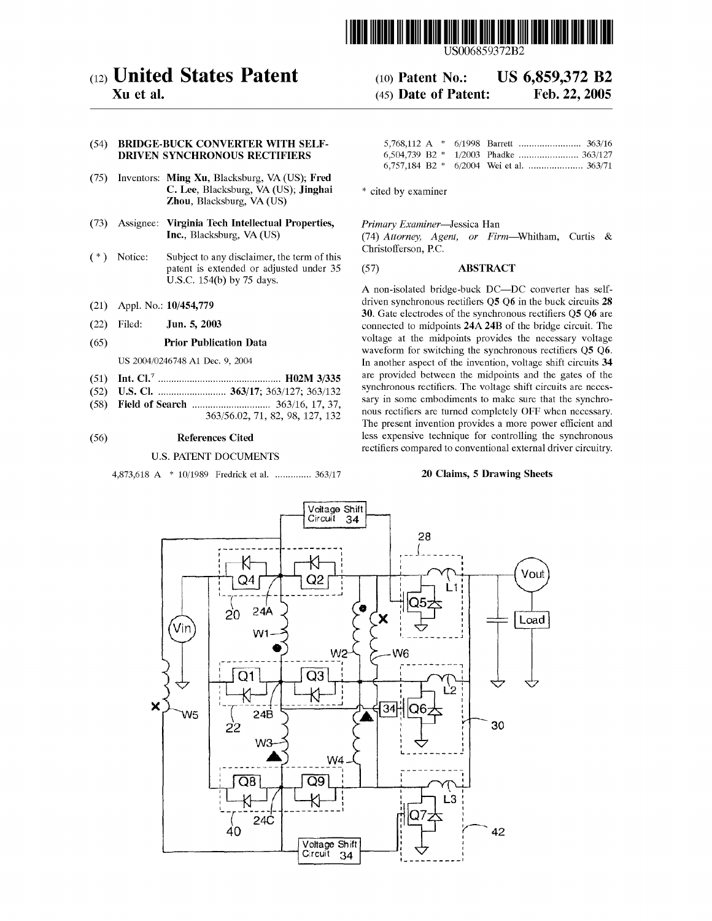US006859372B2

# (12) United States Patent
**Xu et al.**

(10) **Patent No.: US 6,859,372 B2**

(45) **Date of Patent: Feb. 22, 2005**

(54) **BRIDGE-BUCK CONVERTER WITH SELF-DRIVEN SYNCHRONOUS RECTIFIERS**

(75) Inventors: **Ming Xu**, Blacksburg, VA (US); **Fred C. Lee**, Blacksburg, VA (US); **Jinghai Zhou**, Blacksburg, VA (US)

(73) Assignee: **Virginia Tech Intellectual Properties, Inc.**, Blacksburg, VA (US)

( * ) Notice: Subject to any disclaimer, the term of this patent is extended or adjusted under 35 U.S.C. 154(b) by 75 days.

(21) Appl. No.: **10/454,779**

(22) Filed: **Jun. 5, 2003**

(65) **Prior Publication Data**

US 2004/0246748 A1 Dec. 9, 2004

(51) **Int. Cl.**[7] .................................................. **H02M 3/335**

(52) **U.S. Cl.** .......................... **363/17**; 363/127; 363/132

(58) **Field of Search** .............................. 363/16, 17, 37, 363/56.02, 71, 82, 98, 127, 132

(56) **References Cited**

U.S. PATENT DOCUMENTS

4,873,618 A * 10/1989 Fredrick et al. .............. 363/17
5,768,112 A * 6/1998 Barrett ......................... 363/16
6,504,739 B2 * 1/2003 Phadke ....................... 363/127
6,757,184 B2 * 6/2004 Wei et al. ..................... 363/71

\* cited by examiner

*Primary Examiner*—Jessica Han
(74) *Attorney, Agent, or Firm*—Whitham, Curtis & Christofferson, P.C.

(57) **ABSTRACT**

A non-isolated bridge-buck DC—DC converter has self-driven synchronous rectifiers Q5 Q6 in the buck circuits **28 30**. Gate electrodes of the synchronous rectifiers Q5 Q6 are connected to midpoints **24A 24B** of the bridge circuit. The voltage at the midpoints provides the necessary voltage waveform for switching the synchronous rectifiers Q5 Q6. In another aspect of the invention, voltage shift circuits **34** are provided between the midpoints and the gates of the synchronous rectifiers. The voltage shift circuits are necessary in some embodiments to make sure that the synchronous rectifiers are turned completely OFF when necessary. The present invention provides a more power efficient and less expensive technique for controlling the synchronous rectifiers compared to conventional external driver circuitry.

**20 Claims, 5 Drawing Sheets**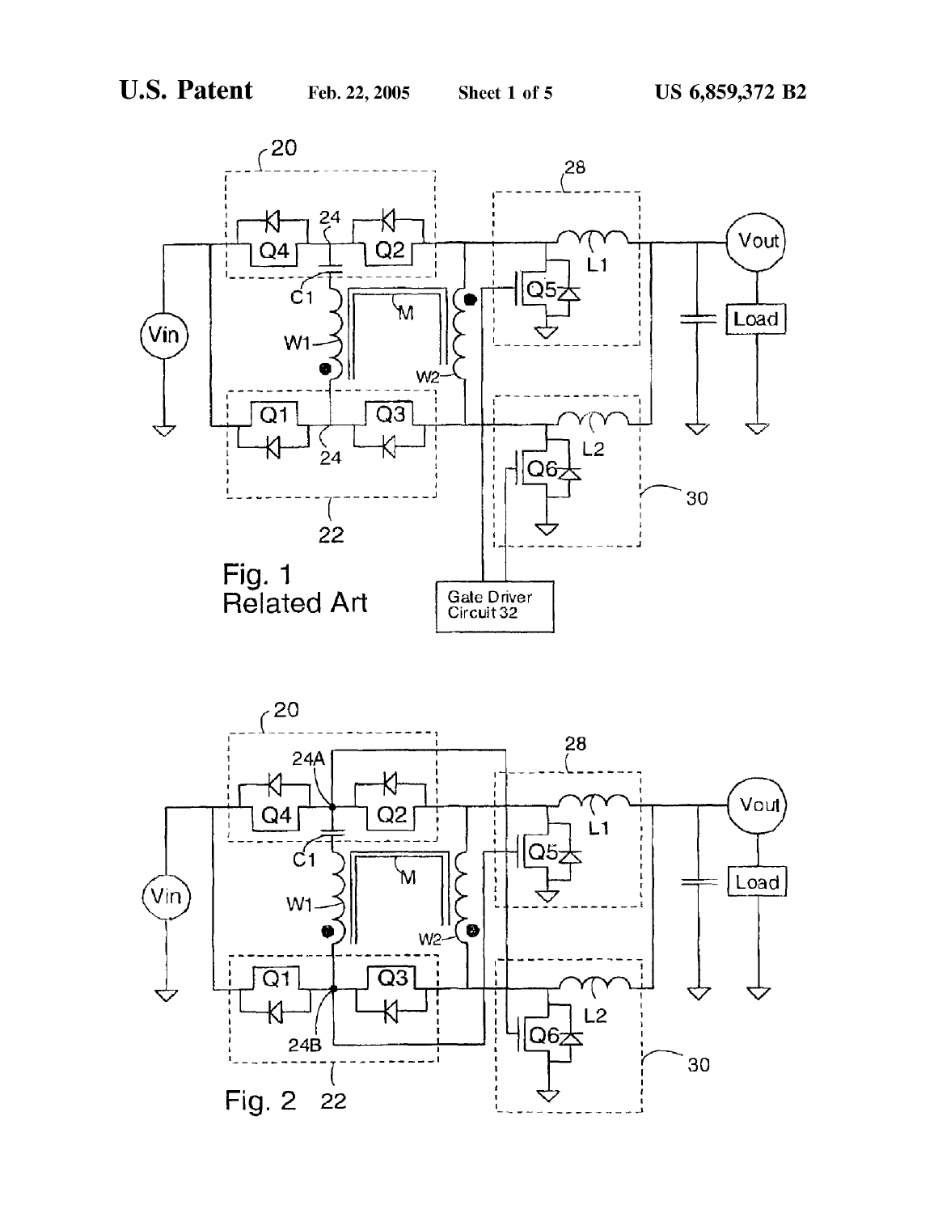Fig. 1
Related Art

Fig. 2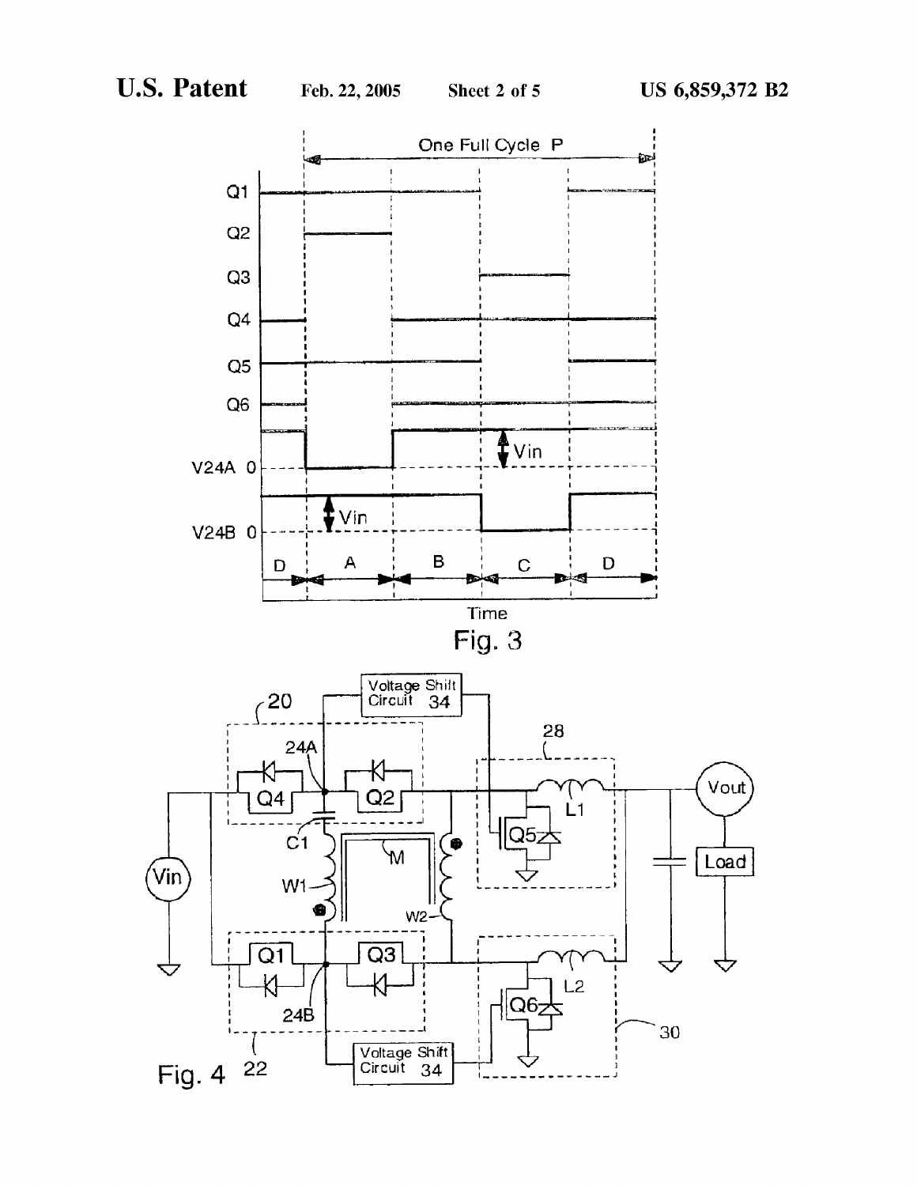Fig. 3

Fig. 4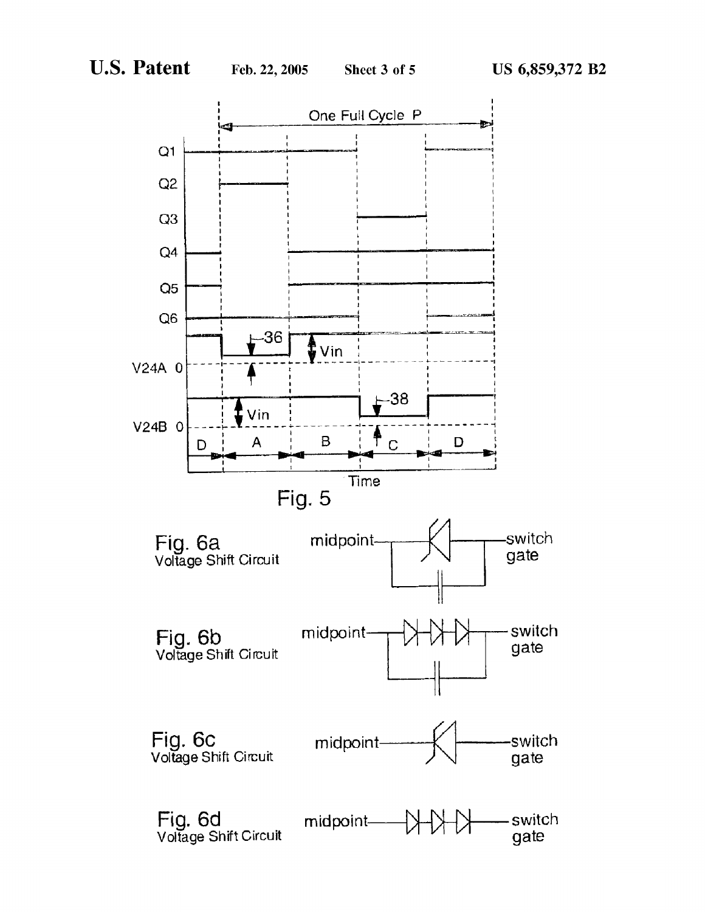Fig. 5

Fig. 6a
Voltage Shift Circuit

Fig. 6b
Voltage Shift Circuit

Fig. 6c
Voltage Shift Circuit

Fig. 6d
Voltage Shift Circuit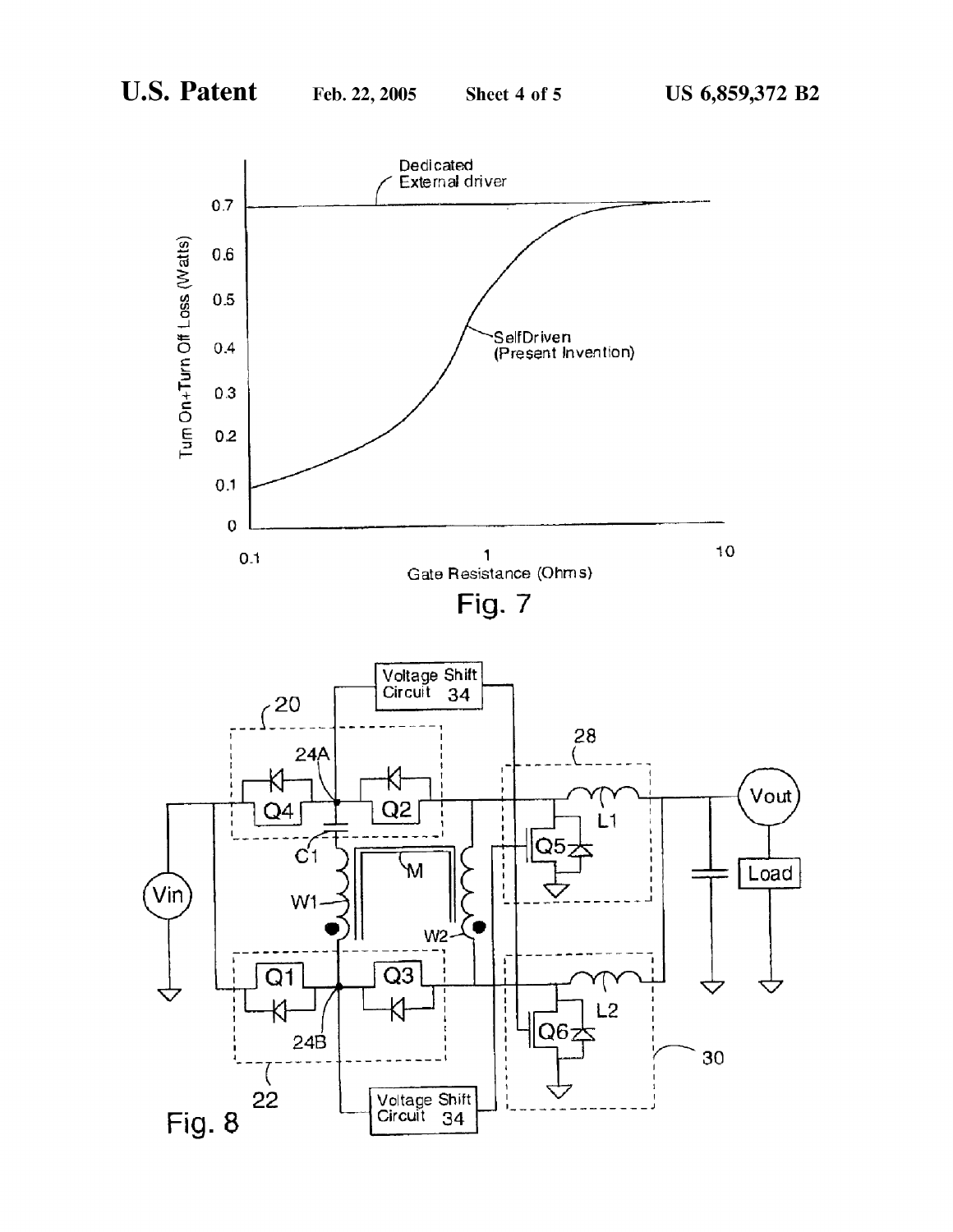Fig. 7

Fig. 8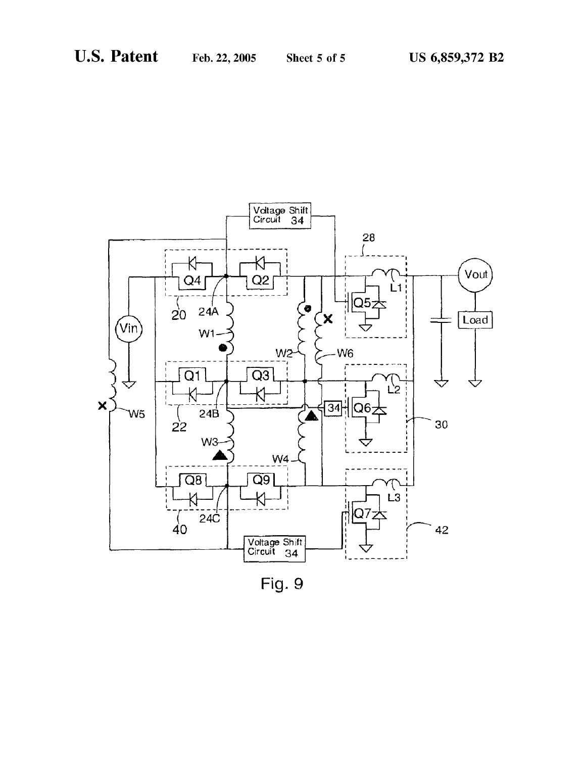Fig. 9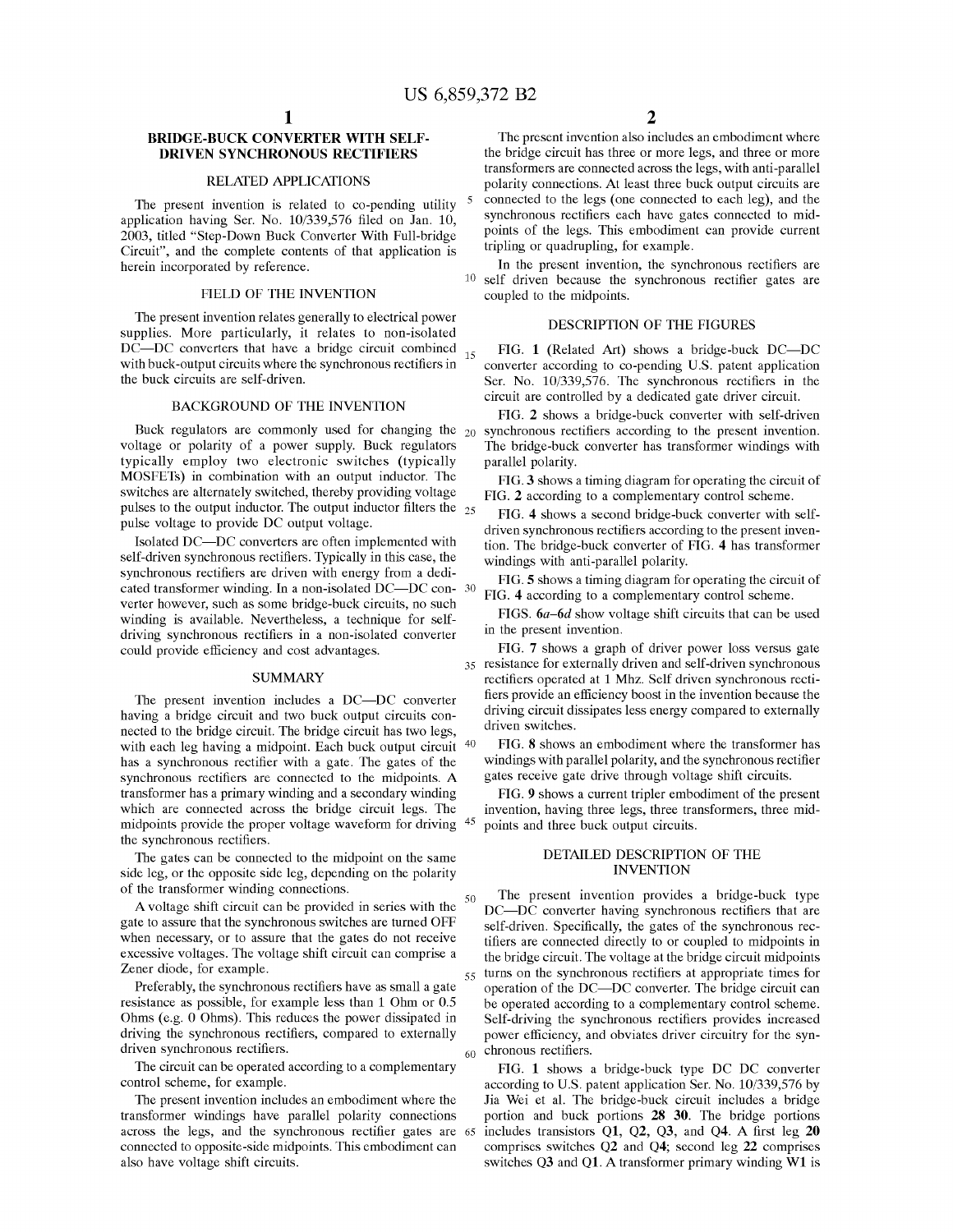# BRIDGE-BUCK CONVERTER WITH SELF-DRIVEN SYNCHRONOUS RECTIFIERS

## RELATED APPLICATIONS

The present invention is related to co-pending utility application having Ser. No. 10/339,576 filed on Jan. 10, 2003, titled "Step-Down Buck Converter With Full-bridge Circuit", and the complete contents of that application is herein incorporated by reference.

## FIELD OF THE INVENTION

The present invention relates generally to electrical power supplies. More particularly, it relates to non-isolated DC—DC converters that have a bridge circuit combined with buck-output circuits where the synchronous rectifiers in the buck circuits are self-driven.

## BACKGROUND OF THE INVENTION

Buck regulators are commonly used for changing the voltage or polarity of a power supply. Buck regulators typically employ two electronic switches (typically MOSFETs) in combination with an output inductor. The switches are alternately switched, thereby providing voltage pulses to the output inductor. The output inductor filters the pulse voltage to provide DC output voltage.

Isolated DC—DC converters are often implemented with self-driven synchronous rectifiers. Typically in this case, the synchronous rectifiers are driven with energy from a dedicated transformer winding. In a non-isolated DC—DC converter however, such as some bridge-buck circuits, no such winding is available. Nevertheless, a technique for self-driving synchronous rectifiers in a non-isolated converter could provide efficiency and cost advantages.

## SUMMARY

The present invention includes a DC—DC converter having a bridge circuit and two buck output circuits connected to the bridge circuit. The bridge circuit has two legs, with each leg having a midpoint. Each buck output circuit has a synchronous rectifier with a gate. The gates of the synchronous rectifiers are connected to the midpoints. A transformer has a primary winding and a secondary winding which are connected across the bridge circuit legs. The midpoints provide the proper voltage waveform for driving the synchronous rectifiers.

The gates can be connected to the midpoint on the same side leg, or the opposite side leg, depending on the polarity of the transformer winding connections.

A voltage shift circuit can be provided in series with the gate to assure that the synchronous switches are turned OFF when necessary, or to assure that the gates do not receive excessive voltages. The voltage shift circuit can comprise a Zener diode, for example.

Preferably, the synchronous rectifiers have as small a gate resistance as possible, for example less than 1 Ohm or 0.5 Ohms (e.g. 0 Ohms). This reduces the power dissipated in driving the synchronous rectifiers, compared to externally driven synchronous rectifiers.

The circuit can be operated according to a complementary control scheme, for example.

The present invention includes an embodiment where the transformer windings have parallel polarity connections across the legs, and the synchronous rectifier gates are connected to opposite-side midpoints. This embodiment can also have voltage shift circuits.

The present invention also includes an embodiment where the bridge circuit has three or more legs, and three or more transformers are connected across the legs, with anti-parallel polarity connections. At least three buck output circuits are connected to the legs (one connected to each leg), and the synchronous rectifiers each have gates connected to midpoints of the legs. This embodiment can provide current tripling or quadrupling, for example.

In the present invention, the synchronous rectifiers are self driven because the synchronous rectifier gates are coupled to the midpoints.

## DESCRIPTION OF THE FIGURES

FIG. 1 (Related Art) shows a bridge-buck DC—DC converter according to co-pending U.S. patent application Ser. No. 10/339,576. The synchronous rectifiers in the circuit are controlled by a dedicated gate driver circuit.

FIG. 2 shows a bridge-buck converter with self-driven synchronous rectifiers according to the present invention. The bridge-buck converter has transformer windings with parallel polarity.

FIG. 3 shows a timing diagram for operating the circuit of FIG. 2 according to a complementary control scheme.

FIG. 4 shows a second bridge-buck converter with self-driven synchronous rectifiers according to the present invention. The bridge-buck converter of FIG. 4 has transformer windings with anti-parallel polarity.

FIG. 5 shows a timing diagram for operating the circuit of FIG. 4 according to a complementary control scheme.

FIGS. 6a–6d show voltage shift circuits that can be used in the present invention.

FIG. 7 shows a graph of driver power loss versus gate resistance for externally driven and self-driven synchronous rectifiers operated at 1 Mhz. Self driven synchronous rectifiers provide an efficiency boost in the invention because the driving circuit dissipates less energy compared to externally driven switches.

FIG. 8 shows an embodiment where the transformer has windings with parallel polarity, and the synchronous rectifier gates receive gate drive through voltage shift circuits.

FIG. 9 shows a current tripler embodiment of the present invention, having three legs, three transformers, three midpoints and three buck output circuits.

## DETAILED DESCRIPTION OF THE INVENTION

The present invention provides a bridge-buck type DC—DC converter having synchronous rectifiers that are self-driven. Specifically, the gates of the synchronous rectifiers are connected directly to or coupled to midpoints in the bridge circuit. The voltage at the bridge circuit midpoints turns on the synchronous rectifiers at appropriate times for operation of the DC—DC converter. The bridge circuit can be operated according to a complementary control scheme. Self-driving the synchronous rectifiers provides increased power efficiency, and obviates driver circuitry for the synchronous rectifiers.

FIG. 1 shows a bridge-buck type DC DC converter according to U.S. patent application Ser. No. 10/339,576 by Jia Wei et al. The bridge-buck circuit includes a bridge portion and buck portions **28 30**. The bridge portions includes transistors Q1, Q2, Q3, and Q4. A first leg **20** comprises switches Q2 and Q4; second leg **22** comprises switches Q3 and Q1. A transformer primary winding W1 is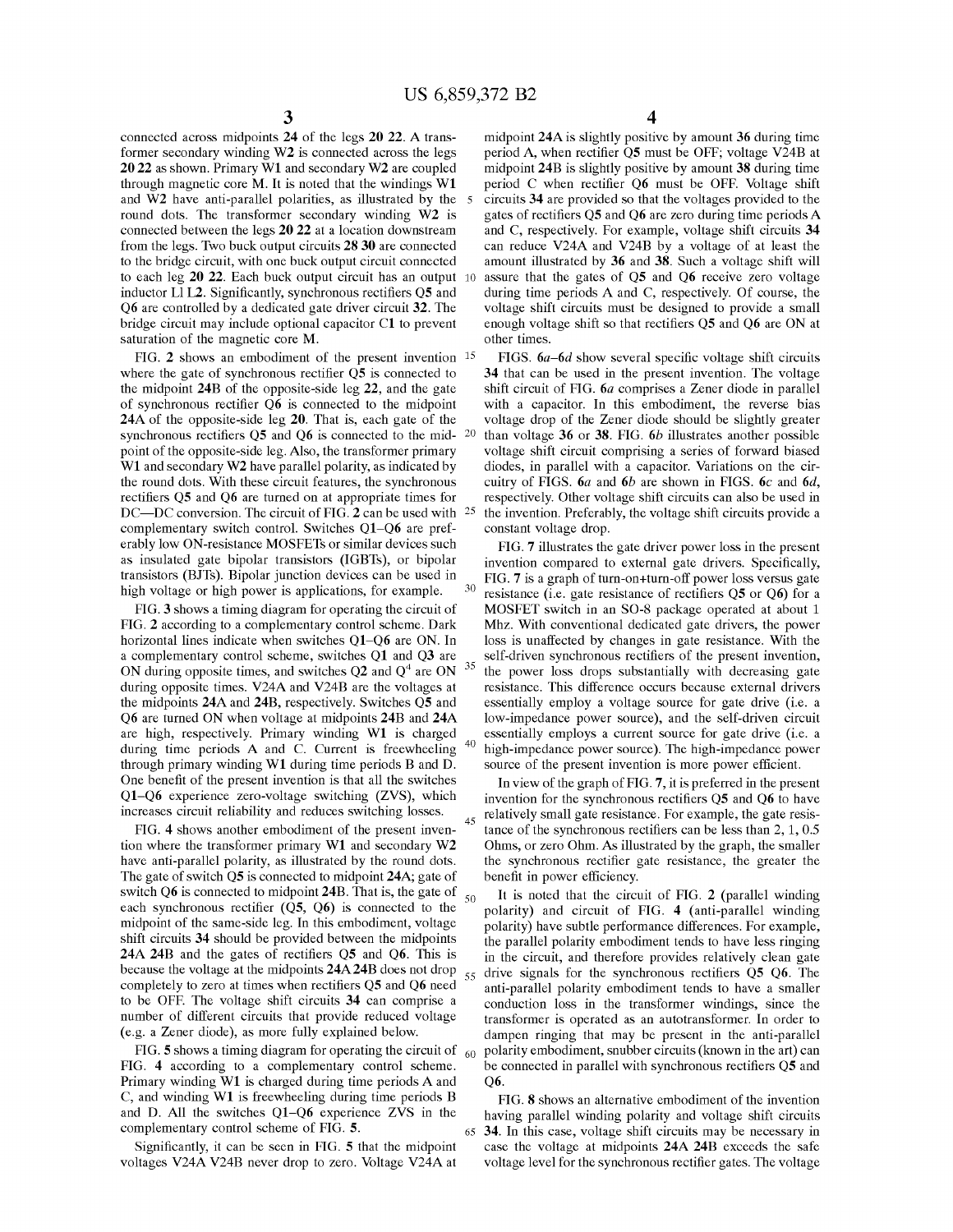connected across midpoints 24 of the legs 20 22. A transformer secondary winding W2 is connected across the legs 20 22 as shown. Primary W1 and secondary W2 are coupled through magnetic core M. It is noted that the windings W1 and W2 have anti-parallel polarities, as illustrated by the round dots. The transformer secondary winding W2 is connected between the legs 20 22 at a location downstream from the legs. Two buck output circuits 28 30 are connected to the bridge circuit, with one buck output circuit connected to each leg 20 22. Each buck output circuit has an output inductor Ll L2. Significantly, synchronous rectifiers Q5 and Q6 are controlled by a dedicated gate driver circuit 32. The bridge circuit may include optional capacitor C1 to prevent saturation of the magnetic core M.

FIG. 2 shows an embodiment of the present invention where the gate of synchronous rectifier Q5 is connected to the midpoint 24B of the opposite-side leg 22, and the gate of synchronous rectifier Q6 is connected to the midpoint 24A of the opposite-side leg 20. That is, each gate of the synchronous rectifiers Q5 and Q6 is connected to the midpoint of the opposite-side leg. Also, the transformer primary W1 and secondary W2 have parallel polarity, as indicated by the round dots. With these circuit features, the synchronous rectifiers Q5 and Q6 are turned on at appropriate times for DC—DC conversion. The circuit of FIG. 2 can be used with complementary switch control. Switches Q1–Q6 are preferably low ON-resistance MOSFETs or similar devices such as insulated gate bipolar transistors (IGBTs), or bipolar transistors (BJTs). Bipolar junction devices can be used in high voltage or high power is applications, for example.

FIG. 3 shows a timing diagram for operating the circuit of FIG. 2 according to a complementary control scheme. Dark horizontal lines indicate when switches Q1–Q6 are ON. In a complementary control scheme, switches Q1 and Q3 are ON during opposite times, and switches Q2 and $Q^4$ are ON during opposite times. V24A and V24B are the voltages at the midpoints 24A and 24B, respectively. Switches Q5 and Q6 are turned ON when voltage at midpoints 24B and 24A are high, respectively. Primary winding W1 is charged during time periods A and C. Current is freewheeling through primary winding W1 during time periods B and D. One benefit of the present invention is that all the switches Q1–Q6 experience zero-voltage switching (ZVS), which increases circuit reliability and reduces switching losses.

FIG. 4 shows another embodiment of the present invention where the transformer primary W1 and secondary W2 have anti-parallel polarity, as illustrated by the round dots. The gate of switch Q5 is connected to midpoint 24A; gate of switch Q6 is connected to midpoint 24B. That is, the gate of each synchronous rectifier (Q5, Q6) is connected to the midpoint of the same-side leg. In this embodiment, voltage shift circuits 34 should be provided between the midpoints 24A 24B and the gates of rectifiers Q5 and Q6. This is because the voltage at the midpoints 24A 24B does not drop completely to zero at times when rectifiers Q5 and Q6 need to be OFF. The voltage shift circuits 34 can comprise a number of different circuits that provide reduced voltage (e.g. a Zener diode), as more fully explained below.

FIG. 5 shows a timing diagram for operating the circuit of FIG. 4 according to a complementary control scheme. Primary winding W1 is charged during time periods A and C, and winding W1 is freewheeling during time periods B and D. All the switches Q1–Q6 experience ZVS in the complementary control scheme of FIG. 5.

Significantly, it can be seen in FIG. 5 that the midpoint voltages V24A V24B never drop to zero. Voltage V24A at midpoint 24A is slightly positive by amount 36 during time period A, when rectifier Q5 must be OFF; voltage V24B at midpoint 24B is slightly positive by amount 38 during time period C when rectifier Q6 must be OFF. Voltage shift circuits 34 are provided so that the voltages provided to the gates of rectifiers Q5 and Q6 are zero during time periods A and C, respectively. For example, voltage shift circuits 34 can reduce V24A and V24B by a voltage of at least the amount illustrated by 36 and 38. Such a voltage shift will assure that the gates of Q5 and Q6 receive zero voltage during time periods A and C, respectively. Of course, the voltage shift circuits must be designed to provide a small enough voltage shift so that rectifiers Q5 and Q6 are ON at other times.

FIGS. 6*a*–6*d* show several specific voltage shift circuits 34 that can be used in the present invention. The voltage shift circuit of FIG. 6*a* comprises a Zener diode in parallel with a capacitor. In this embodiment, the reverse bias voltage drop of the Zener diode should be slightly greater than voltage 36 or 38. FIG. 6*b* illustrates another possible voltage shift circuit comprising a series of forward biased diodes, in parallel with a capacitor. Variations on the circuitry of FIGS. 6*a* and 6*b* are shown in FIGS. 6*c* and 6*d*, respectively. Other voltage shift circuits can also be used in the invention. Preferably, the voltage shift circuits provide a constant voltage drop.

FIG. 7 illustrates the gate driver power loss in the present invention compared to external gate drivers. Specifically, FIG. 7 is a graph of turn-on+turn-off power loss versus gate resistance (i.e. gate resistance of rectifiers Q5 or Q6) for a MOSFET switch in an SO-8 package operated at about 1 Mhz. With conventional dedicated gate drivers, the power loss is unaffected by changes in gate resistance. With the self-driven synchronous rectifiers of the present invention, the power loss drops substantially with decreasing gate resistance. This difference occurs because external drivers essentially employ a voltage source for gate drive (i.e. a low-impedance power source), and the self-driven circuit essentially employs a current source for gate drive (i.e. a high-impedance power source). The high-impedance power source of the present invention is more power efficient.

In view of the graph of FIG. 7, it is preferred in the present invention for the synchronous rectifiers Q5 and Q6 to have relatively small gate resistance. For example, the gate resistance of the synchronous rectifiers can be less than 2, 1, 0.5 Ohms, or zero Ohm. As illustrated by the graph, the smaller the synchronous rectifier gate resistance, the greater the benefit in power efficiency.

It is noted that the circuit of FIG. 2 (parallel winding polarity) and circuit of FIG. 4 (anti-parallel winding polarity) have subtle performance differences. For example, the parallel polarity embodiment tends to have less ringing in the circuit, and therefore provides relatively clean gate drive signals for the synchronous rectifiers Q5 Q6. The anti-parallel polarity embodiment tends to have a smaller conduction loss in the transformer windings, since the transformer is operated as an autotransformer. In order to dampen ringing that may be present in the anti-parallel polarity embodiment, snubber circuits (known in the art) can be connected in parallel with synchronous rectifiers Q5 and Q6.

FIG. 8 shows an alternative embodiment of the invention having parallel winding polarity and voltage shift circuits 34. In this case, voltage shift circuits may be necessary in case the voltage at midpoints 24A 24B exceeds the safe voltage level for the synchronous rectifier gates. The voltage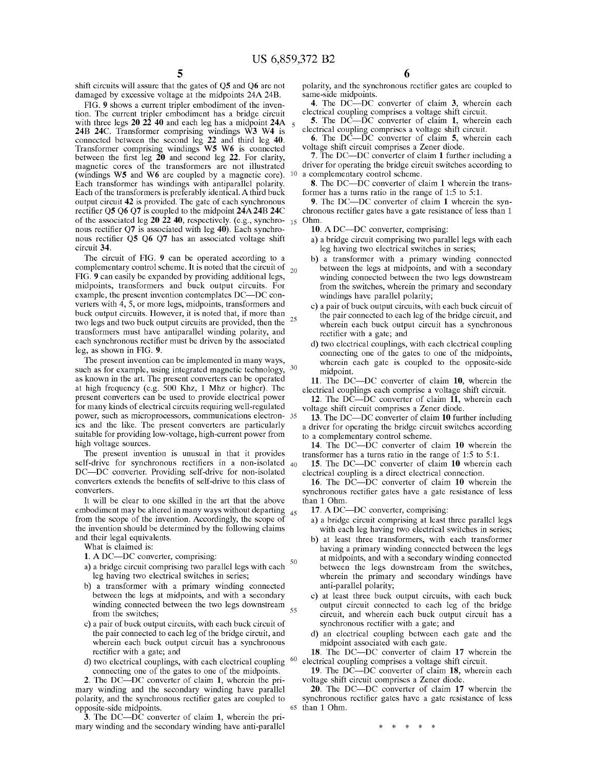shift circuits will assure that the gates of Q5 and Q6 are not damaged by excessive voltage at the midpoints 24A 24B.

FIG. 9 shows a current tripler embodiment of the invention. The current tripler embodiment has a bridge circuit with three legs **20 22 40** and each leg has a midpoint **24A 24B 24C**. Transformer comprising windings W3 W4 is connected between the second leg **22** and third leg **40**. Transformer comprising windings **W5 W6** is connected between the first leg **20** and second leg **22**. For clarity, magnetic cores of the transformers are not illustrated (windings W5 and W6 are coupled by a magnetic core). Each transformer has windings with antiparallel polarity. Each of the transformers is preferably identical. A third buck output circuit **42** is provided. The gate of each synchronous rectifier Q5 Q6 Q7 is coupled to the midpoint **24A 24B 24C** of the associated leg **20 22 40**, respectively. (e.g., synchronous rectifier Q7 is associated with leg **40**). Each synchronous rectifier Q5 Q6 Q7 has an associated voltage shift circuit **34**.

The circuit of FIG. **9** can be operated according to a complementary control scheme. It is noted that the circuit of FIG. **9** can easily be expanded by providing additional legs, midpoints, transformers and buck output circuits. For example, the present invention contemplates DC—DC converters with 4, 5, or more legs, midpoints, transformers and buck output circuits. However, it is noted that, if more than two legs and two buck output circuits are provided, then the transformers must have antiparallel winding polarity, and each synchronous rectifier must be driven by the associated leg, as shown in FIG. **9**.

The present invention can be implemented in many ways, such as for example, using integrated magnetic technology, as known in the art. The present converters can be operated at high frequency (e.g. 500 Khz, 1 Mhz or higher). The present converters can be used to provide electrical power for many kinds of electrical circuits requiring well-regulated power, such as microprocessors, communications electronics and the like. The present converters are particularly suitable for providing low-voltage, high-current power from high voltage sources.

The present invention is unusual in that it provides self-drive for synchronous rectifiers in a non-isolated DC—DC converter. Providing self-drive for non-isolated converters extends the benefits of self-drive to this class of converters.

It will be clear to one skilled in the art that the above embodiment may be altered in many ways without departing from the scope of the invention. Accordingly, the scope of the invention should be determined by the following claims and their legal equivalents.

What is claimed is:

**1**. A DC—DC converter, comprising:

a) a bridge circuit comprising two parallel legs with each leg having two electrical switches in series;

b) a transformer with a primary winding connected between the legs at midpoints, and with a secondary winding connected between the two legs downstream from the switches;

c) a pair of buck output circuits, with each buck circuit of the pair connected to each leg of the bridge circuit, and wherein each buck output circuit has a synchronous rectifier with a gate; and

d) two electrical couplings, with each electrical coupling connecting one of the gates to one of the midpoints.

**2**. The DC—DC converter of claim **1**, wherein the primary winding and the secondary winding have parallel polarity, and the synchronous rectifier gates are coupled to opposite-side midpoints.

**3**. The DC—DC converter of claim **1**, wherein the primary winding and the secondary winding have anti-parallel polarity, and the synchronous rectifier gates are coupled to same-side midpoints.

**4**. The DC—DC converter of claim **3**, wherein each electrical coupling comprises a voltage shift circuit.

**5**. The DC—DC converter of claim **1**, wherein each electrical coupling comprises a voltage shift circuit.

**6**. The DC—DC converter of claim **5**, wherein each voltage shift circuit comprises a Zener diode.

**7**. The DC—DC converter of claim **1** further including a driver for operating the bridge circuit switches according to a complementary control scheme.

**8**. The DC—DC converter of claim **1** wherein the transformer has a turns ratio in the range of 1:5 to 5:1.

**9**. The DC—DC converter of claim **1** wherein the synchronous rectifier gates have a gate resistance of less than 1 Ohm.

**10**. A DC—DC converter, comprising:

a) a bridge circuit comprising two parallel legs with each leg having two electrical switches in series;

b) a transformer with a primary winding connected between the legs at midpoints, and with a secondary winding connected between the two legs downstream from the switches, wherein the primary and secondary windings have parallel polarity;

c) a pair of buck output circuits, with each buck circuit of the pair connected to each leg of the bridge circuit, and wherein each buck output circuit has a synchronous rectifier with a gate; and

d) two electrical couplings, with each electrical coupling connecting one of the gates to one of the midpoints, wherein each gate is coupled to the opposite-side midpoint.

**11**. The DC—DC converter of claim **10**, wherein the electrical couplings each comprise a voltage shift circuit.

**12**. The DC—DC converter of claim **11**, wherein each voltage shift circuit comprises a Zener diode.

**13**. The DC—DC converter of claim **10** further including a driver for operating the bridge circuit switches according to a complementary control scheme.

**14**. The DC—DC converter of claim **10** wherein the transformer has a turns ratio in the range of 1:5 to 5:1.

**15**. The DC—DC converter of claim **10** wherein each electrical coupling is a direct electrical connection.

**16**. The DC—DC converter of claim **10** wherein the synchronous rectifier gates have a gate resistance of less than 1 Ohm.

**17**. A DC—DC converter, comprising:

a) a bridge circuit comprising at least three parallel legs with each leg having two electrical switches in series;

b) at least three transformers, with each transformer having a primary winding connected between the legs at midpoints, and with a secondary winding connected between the legs downstream from the switches, wherein the primary and secondary windings have anti-parallel polarity;

c) at least three buck output circuits, with each buck output circuit connected to each leg of the bridge circuit, and wherein each buck output circuit has a synchronous rectifier with a gate; and

d) an electrical coupling between each gate and the midpoint associated with each gate.

**18**. The DC—DC converter of claim **17** wherein the electrical coupling comprises a voltage shift circuit.

**19**. The DC—DC converter of claim **18**, wherein each voltage shift circuit comprises a Zener diode.

**20**. The DC—DC converter of claim **17** wherein the synchronous rectifier gates have a gate resistance of less than 1 Ohm.

* * * * *